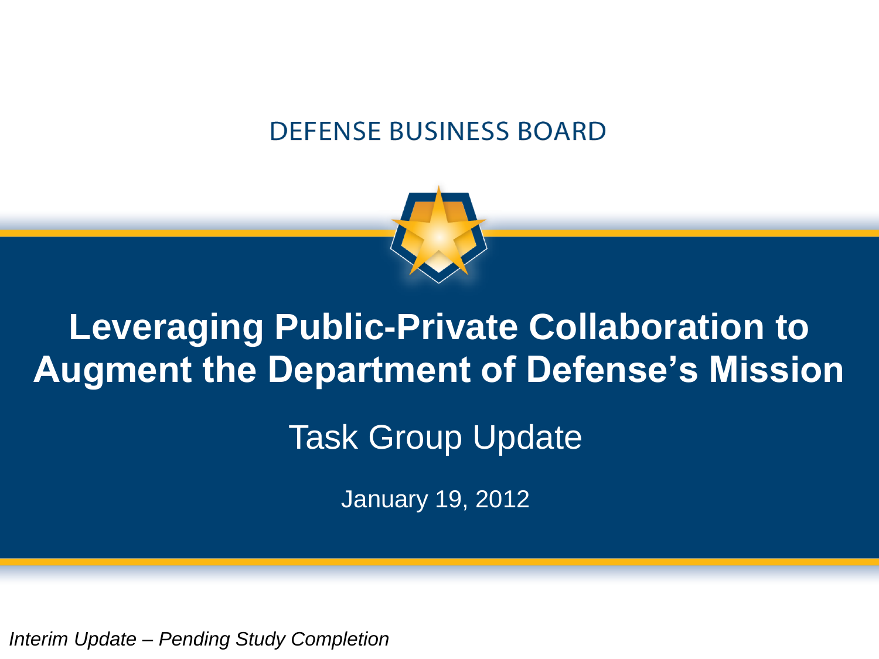DEFENSE BUSINESS BOARD

# Leveraging Public-Private Collaboration to Augment the Department of Defense's Mission

## Task Group Update

January 19, 2012

*Interim Update – Pending Study Completion*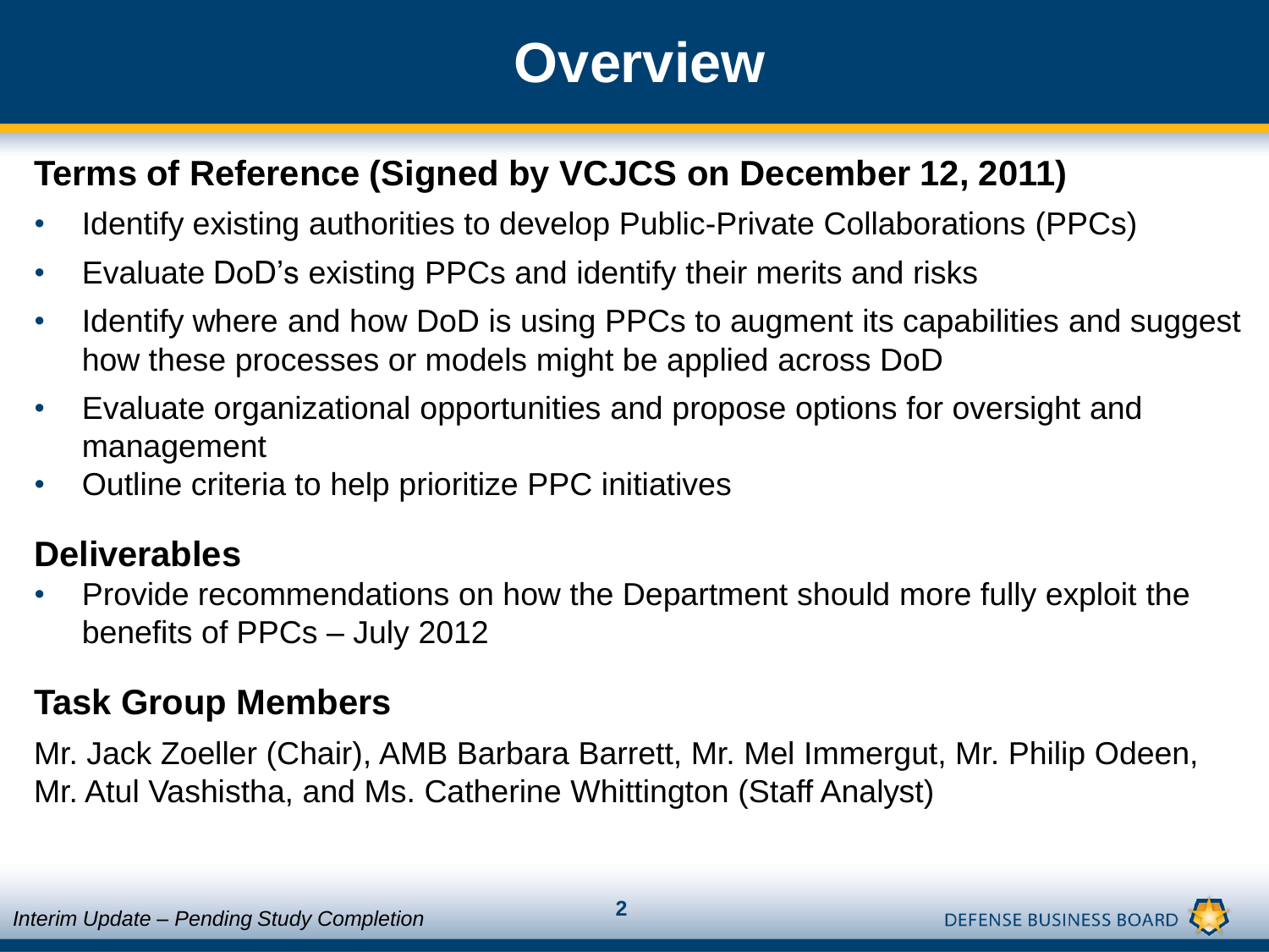# Overview

## Terms of Reference (Signed by VCJCS on December 12, 2011)

- Identify existing authorities to develop Public-Private Collaborations (PPCs)
- Evaluate DoD's existing PPCs and identify their merits and risks
- Identify where and how DoD is using PPCs to augment its capabilities and suggest how these processes or models might be applied across DoD
- Evaluate organizational opportunities and propose options for oversight and management
- Outline criteria to help prioritize PPC initiatives

## Deliverables

- Provide recommendations on how the Department should more fully exploit the benefits of PPCs – July 2012

## Task Group Members

Mr. Jack Zoeller (Chair), AMB Barbara Barrett, Mr. Mel Immergut, Mr. Philip Odeen, Mr. Atul Vashistha, and Ms. Catherine Whittington (Staff Analyst)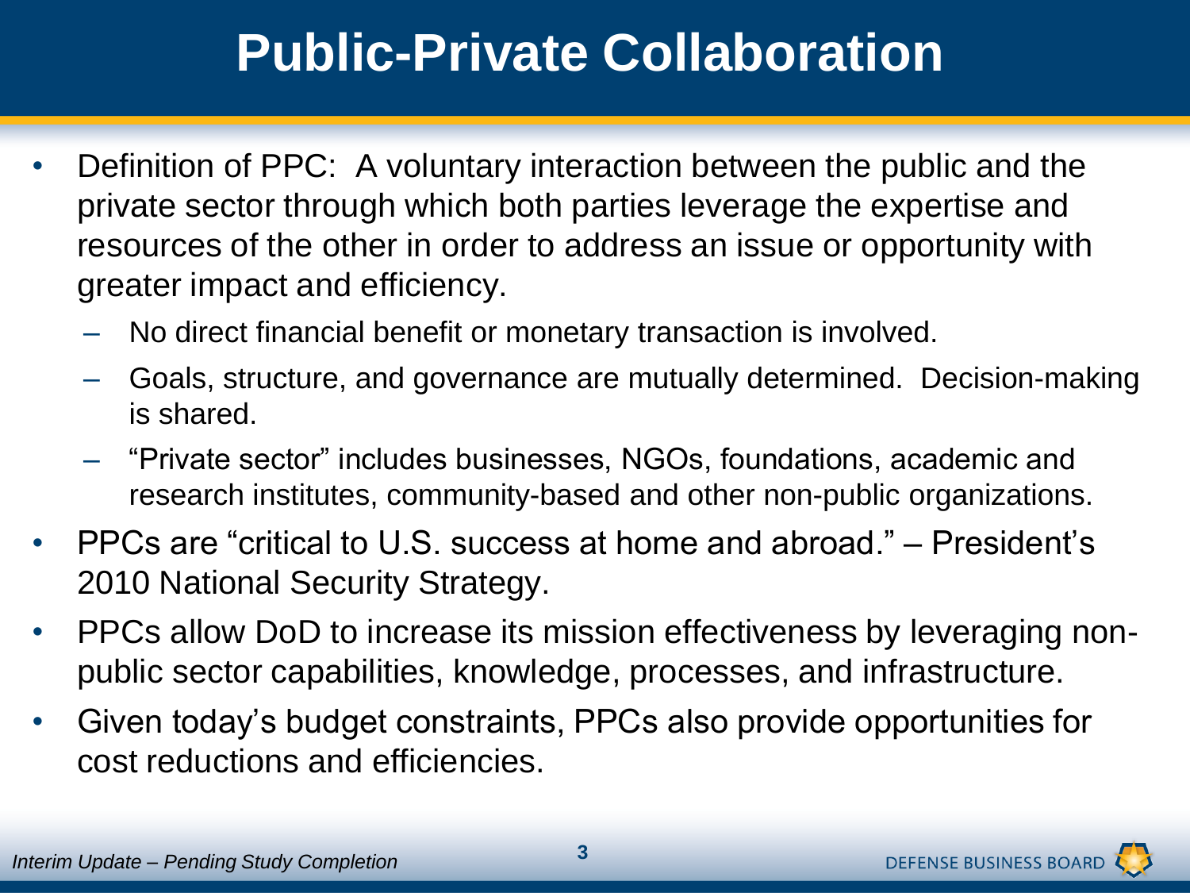# Public-Private Collaboration

- Definition of PPC: A voluntary interaction between the public and the private sector through which both parties leverage the expertise and resources of the other in order to address an issue or opportunity with greater impact and efficiency.
  - No direct financial benefit or monetary transaction is involved.
  - Goals, structure, and governance are mutually determined. Decision-making is shared.
  - "Private sector" includes businesses, NGOs, foundations, academic and research institutes, community-based and other non-public organizations.
- PPCs are "critical to U.S. success at home and abroad." – President's 2010 National Security Strategy.
- PPCs allow DoD to increase its mission effectiveness by leveraging non-public sector capabilities, knowledge, processes, and infrastructure.
- Given today's budget constraints, PPCs also provide opportunities for cost reductions and efficiencies.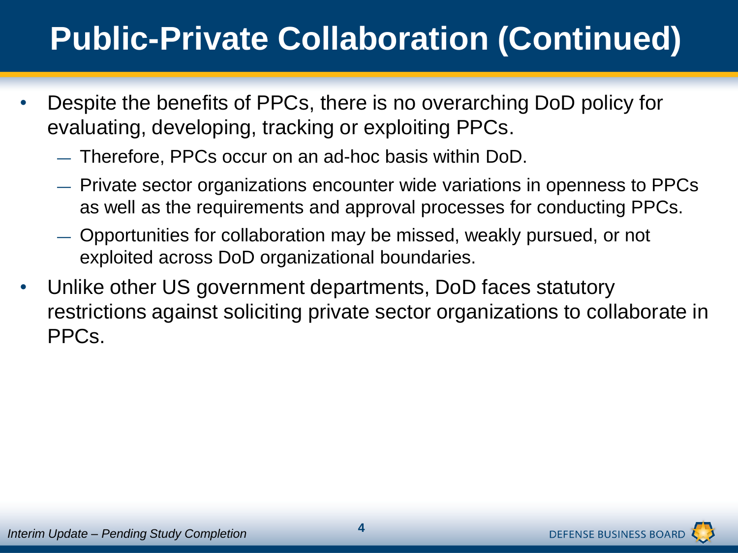# Public-Private Collaboration (Continued)

- Despite the benefits of PPCs, there is no overarching DoD policy for evaluating, developing, tracking or exploiting PPCs.
  - Therefore, PPCs occur on an ad-hoc basis within DoD.
  - Private sector organizations encounter wide variations in openness to PPCs as well as the requirements and approval processes for conducting PPCs.
  - Opportunities for collaboration may be missed, weakly pursued, or not exploited across DoD organizational boundaries.
- Unlike other US government departments, DoD faces statutory restrictions against soliciting private sector organizations to collaborate in PPCs.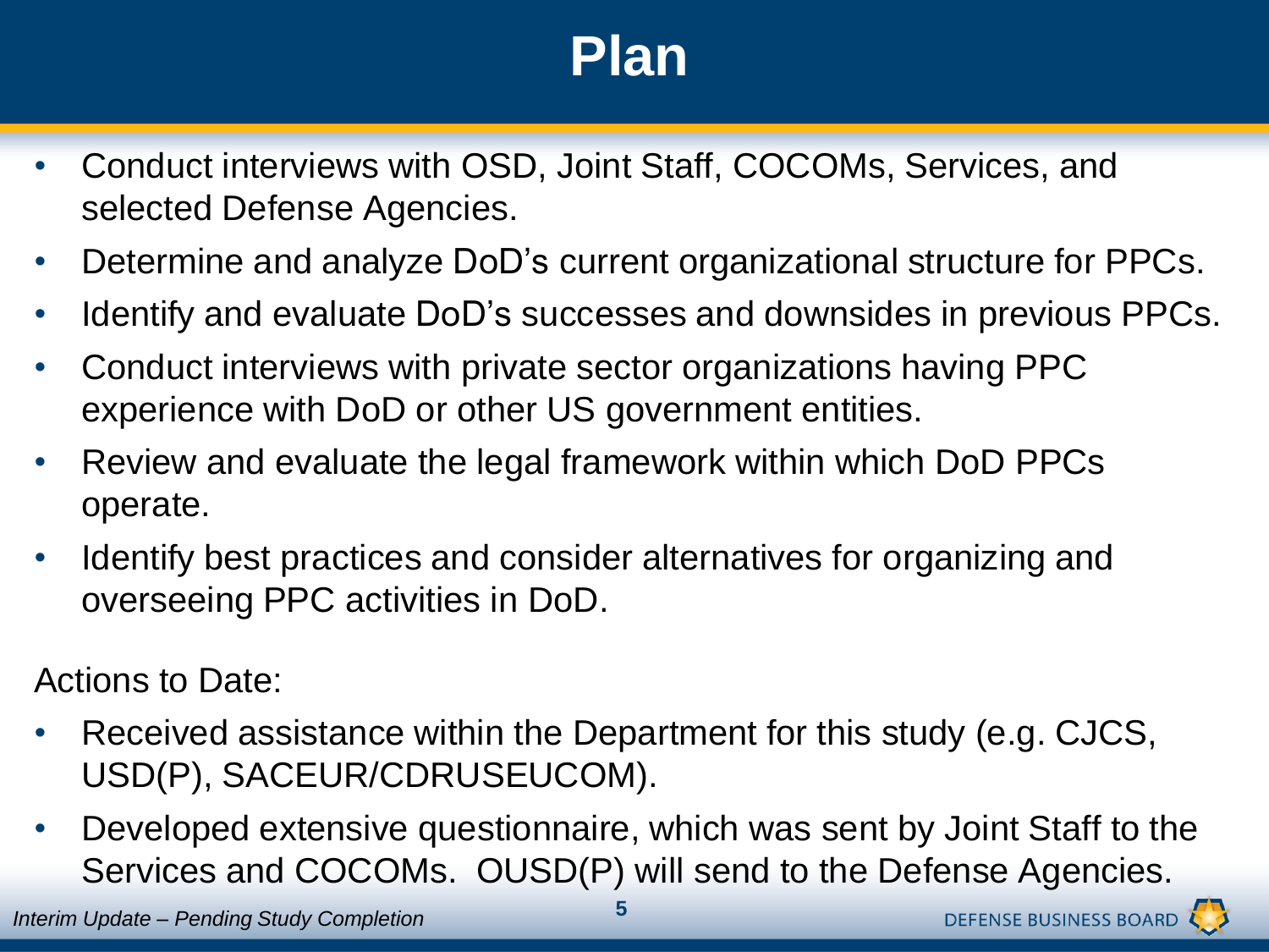# Plan

- Conduct interviews with OSD, Joint Staff, COCOMs, Services, and selected Defense Agencies.
- Determine and analyze DoD's current organizational structure for PPCs.
- Identify and evaluate DoD's successes and downsides in previous PPCs.
- Conduct interviews with private sector organizations having PPC experience with DoD or other US government entities.
- Review and evaluate the legal framework within which DoD PPCs operate.
- Identify best practices and consider alternatives for organizing and overseeing PPC activities in DoD.

Actions to Date:

- Received assistance within the Department for this study (e.g. CJCS, USD(P), SACEUR/CDRUSEUCOM).
- Developed extensive questionnaire, which was sent by Joint Staff to the Services and COCOMs. OUSD(P) will send to the Defense Agencies.